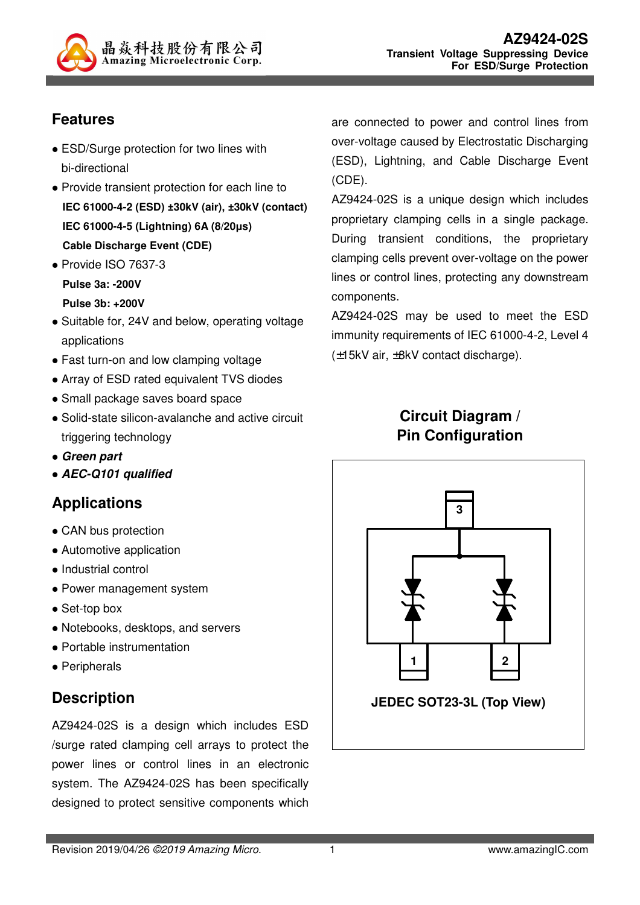# AZ9424-02S

**Transient Voltage Suppressing Device For ESD/Surge Protection**

## Features

- ESD/Surge protection for two lines with bi-directional
- Provide transient protection for each line to
  **IEC 61000-4-2 (ESD) ±30kV (air), ±30kV (contact)**
  **IEC 61000-4-5 (Lightning) 6A (8/20μs)**
  **Cable Discharge Event (CDE)**
- Provide ISO 7637-3
  **Pulse 3a: -200V**
  **Pulse 3b: +200V**
- Suitable for, 24V and below, operating voltage applications
- Fast turn-on and low clamping voltage
- Array of ESD rated equivalent TVS diodes
- Small package saves board space
- Solid-state silicon-avalanche and active circuit triggering technology
- ***Green part***
- ***AEC-Q101 qualified***

## Applications

- CAN bus protection
- Automotive application
- Industrial control
- Power management system
- Set-top box
- Notebooks, desktops, and servers
- Portable instrumentation
- Peripherals

## Description

AZ9424-02S is a design which includes ESD /surge rated clamping cell arrays to protect the power lines or control lines in an electronic system. The AZ9424-02S has been specifically designed to protect sensitive components which are connected to power and control lines from over-voltage caused by Electrostatic Discharging (ESD), Lightning, and Cable Discharge Event (CDE).

AZ9424-02S is a unique design which includes proprietary clamping cells in a single package. During transient conditions, the proprietary clamping cells prevent over-voltage on the power lines or control lines, protecting any downstream components.

AZ9424-02S may be used to meet the ESD immunity requirements of IEC 61000-4-2, Level 4 (±15kV air, ±8kV contact discharge).

## Circuit Diagram / Pin Configuration

**JEDEC SOT23-3L (Top View)**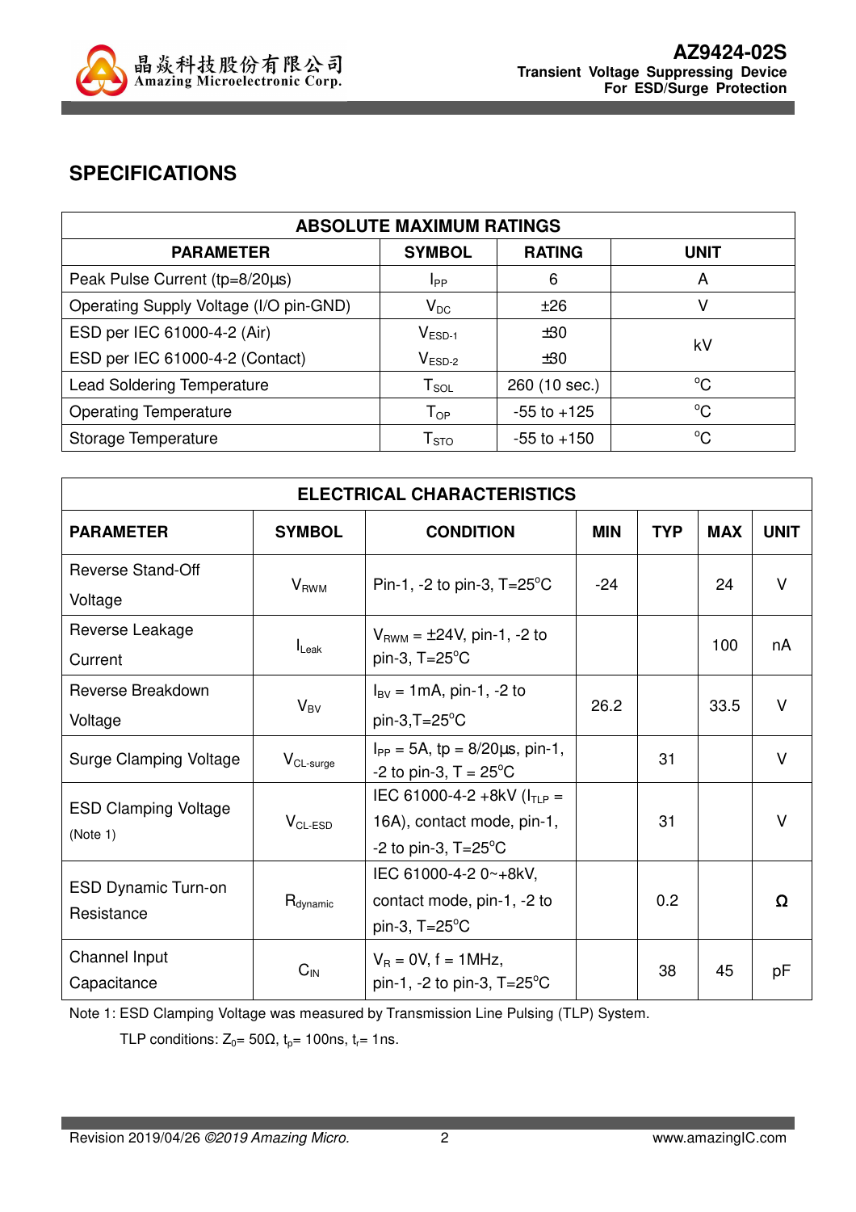## SPECIFICATIONS

| ABSOLUTE MAXIMUM RATINGS | | | |
|---|---|---|---|
| **PARAMETER** | **SYMBOL** | **RATING** | **UNIT** |
| Peak Pulse Current (tp=8/20µs) | $I_{PP}$ | 6 | A |
| Operating Supply Voltage (I/O pin-GND) | $V_{DC}$ | ±26 | V |
| ESD per IEC 61000-4-2 (Air) | $V_{ESD-1}$ | ±30 | kV |
| ESD per IEC 61000-4-2 (Contact) | $V_{ESD-2}$ | ±30 | kV |
| Lead Soldering Temperature | $T_{SOL}$ | 260 (10 sec.) | °C |
| Operating Temperature | $T_{OP}$ | -55 to +125 | °C |
| Storage Temperature | $T_{STO}$ | -55 to +150 | °C |

| ELECTRICAL CHARACTERISTICS | | | | | | |
|---|---|---|---|---|---|---|
| **PARAMETER** | **SYMBOL** | **CONDITION** | **MIN** | **TYP** | **MAX** | **UNIT** |
| Reverse Stand-Off Voltage | $V_{RWM}$ | Pin-1, -2 to pin-3, T=25°C | -24 | | 24 | V |
| Reverse Leakage Current | $I_{Leak}$ | $V_{RWM}$ = ±24V, pin-1, -2 to pin-3, T=25°C | | | 100 | nA |
| Reverse Breakdown Voltage | $V_{BV}$ | $I_{BV}$ = 1mA, pin-1, -2 to pin-3,T=25°C | 26.2 | | 33.5 | V |
| Surge Clamping Voltage | $V_{CL\text{-}surge}$ | $I_{PP}$ = 5A, tp = 8/20µs, pin-1, -2 to pin-3, T = 25°C | | 31 | | V |
| ESD Clamping Voltage (Note 1) | $V_{CL\text{-}ESD}$ | IEC 61000-4-2 +8kV ($I_{TLP}$ = 16A), contact mode, pin-1, -2 to pin-3, T=25°C | | 31 | | V |
| ESD Dynamic Turn-on Resistance | $R_{dynamic}$ | IEC 61000-4-2 0~+8kV, contact mode, pin-1, -2 to pin-3, T=25°C | | 0.2 | | Ω |
| Channel Input Capacitance | $C_{IN}$ | $V_R$ = 0V, f = 1MHz, pin-1, -2 to pin-3, T=25°C | | 38 | 45 | pF |

Note 1: ESD Clamping Voltage was measured by Transmission Line Pulsing (TLP) System.

TLP conditions: $Z_0$= 50Ω, $t_p$= 100ns, $t_r$= 1ns.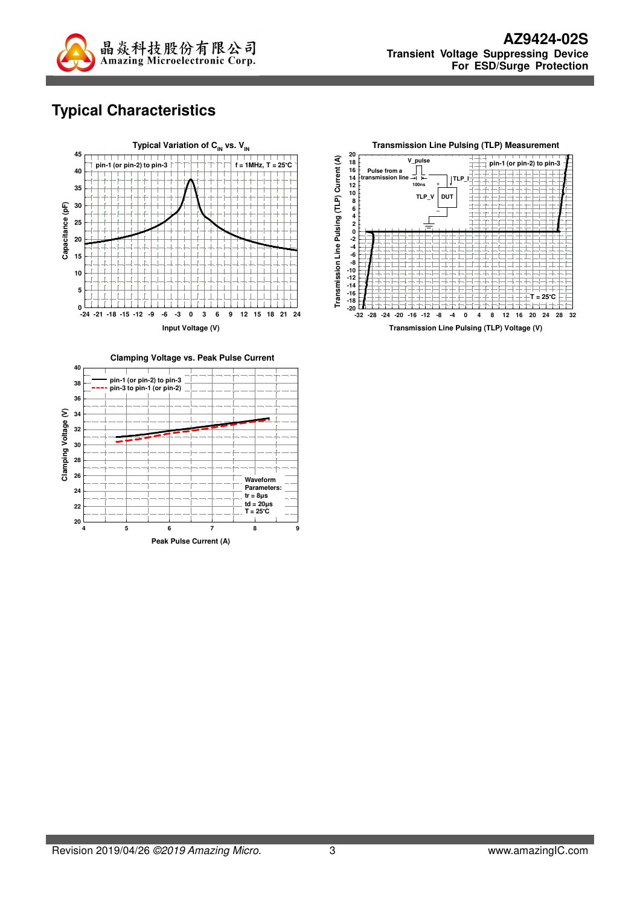## Typical Characteristics

**Typical Variation of $C_{IN}$ vs. $V_{IN}$**

pin-1 (or pin-2) to pin-3 — f = 1MHz, T = 25°C

Capacitance (pF) vs. Input Voltage (V)

**Transmission Line Pulsing (TLP) Measurement**

pin-1 (or pin-2) to pin-3 — T = 25°C

Pulse from a transmission line — V_pulse — 100ns — TLP_I — TLP_V — DUT

Transmission Line Pulsing (TLP) Current (A) vs. Transmission Line Pulsing (TLP) Voltage (V)

**Clamping Voltage vs. Peak Pulse Current**

pin-1 (or pin-2) to pin-3
pin-3 to pin-1 (or pin-2)

Waveform Parameters:
tr = 8μs
td = 20μs
T = 25°C

Clamping Voltage (V) vs. Peak Pulse Current (A)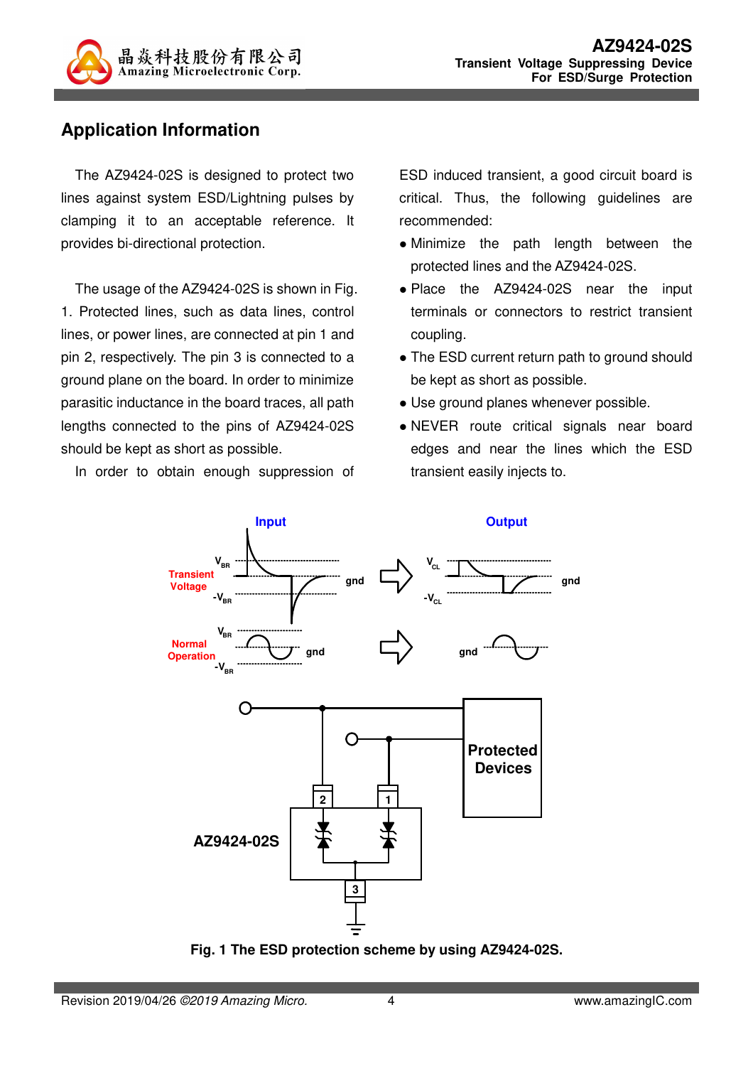## Application Information

The AZ9424-02S is designed to protect two lines against system ESD/Lightning pulses by clamping it to an acceptable reference. It provides bi-directional protection.

The usage of the AZ9424-02S is shown in Fig. 1. Protected lines, such as data lines, control lines, or power lines, are connected at pin 1 and pin 2, respectively. The pin 3 is connected to a ground plane on the board. In order to minimize parasitic inductance in the board traces, all path lengths connected to the pins of AZ9424-02S should be kept as short as possible.

In order to obtain enough suppression of ESD induced transient, a good circuit board is critical. Thus, the following guidelines are recommended:

- Minimize the path length between the protected lines and the AZ9424-02S.
- Place the AZ9424-02S near the input terminals or connectors to restrict transient coupling.
- The ESD current return path to ground should be kept as short as possible.
- Use ground planes whenever possible.
- NEVER route critical signals near board edges and near the lines which the ESD transient easily injects to.

**Fig. 1 The ESD protection scheme by using AZ9424-02S.**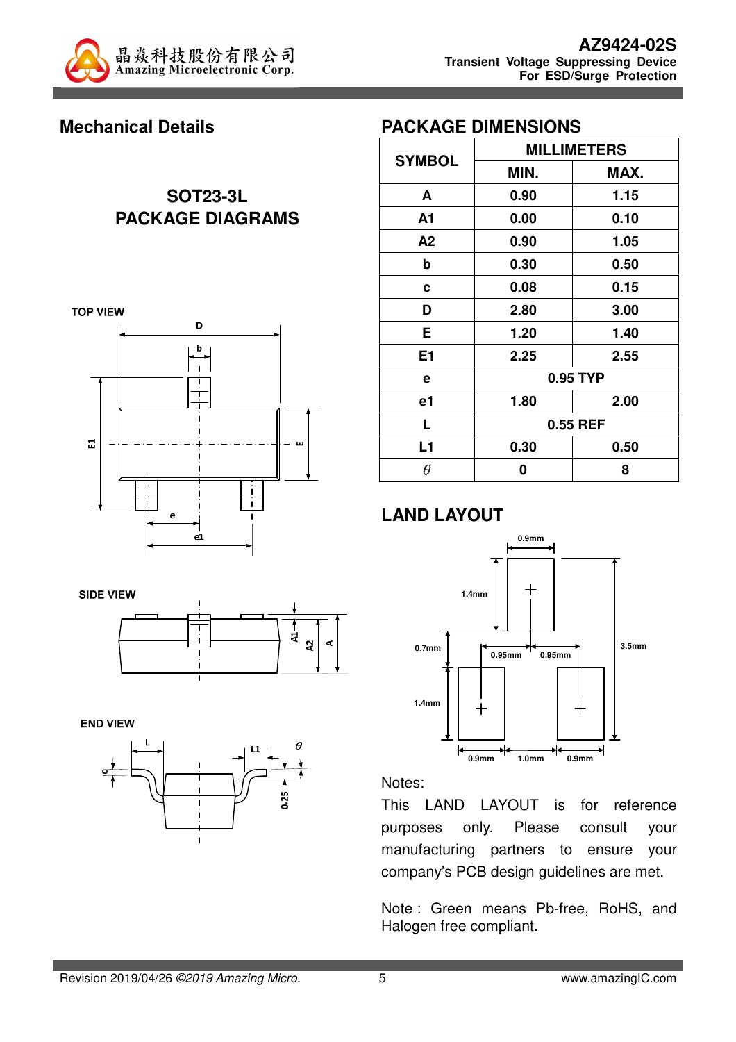## Mechanical Details

### SOT23-3L PACKAGE DIAGRAMS

TOP VIEW

SIDE VIEW

END VIEW

## PACKAGE DIMENSIONS

| SYMBOL | MILLIMETERS | |
|---|---|---|
| | MIN. | MAX. |
| A | 0.90 | 1.15 |
| A1 | 0.00 | 0.10 |
| A2 | 0.90 | 1.05 |
| b | 0.30 | 0.50 |
| c | 0.08 | 0.15 |
| D | 2.80 | 3.00 |
| E | 1.20 | 1.40 |
| E1 | 2.25 | 2.55 |
| e | 0.95 TYP | |
| e1 | 1.80 | 2.00 |
| L | 0.55 REF | |
| L1 | 0.30 | 0.50 |
| $\theta$ | 0 | 8 |

## LAND LAYOUT

Notes:

This LAND LAYOUT is for reference purposes only. Please consult your manufacturing partners to ensure your company's PCB design guidelines are met.

Note : Green means Pb-free, RoHS, and Halogen free compliant.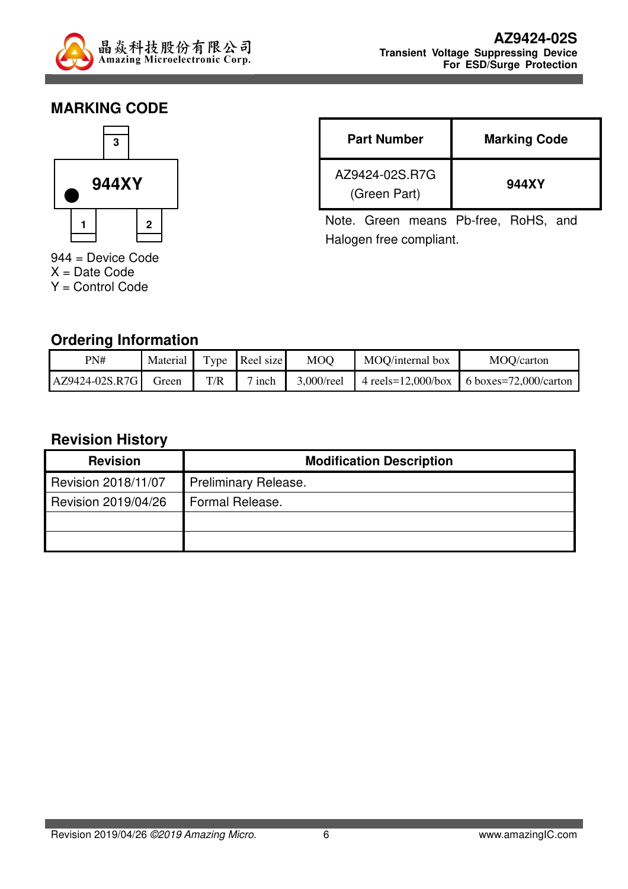## MARKING CODE

3

944XY

1 2

944 = Device Code
X = Date Code
Y = Control Code

| Part Number | Marking Code |
|---|---|
| AZ9424-02S.R7G (Green Part) | **944XY** |

Note. Green means Pb-free, RoHS, and Halogen free compliant.

## Ordering Information

| PN# | Material | Type | Reel size | MOQ | MOQ/internal box | MOQ/carton |
|---|---|---|---|---|---|---|
| AZ9424-02S.R7G | Green | T/R | 7 inch | 3,000/reel | 4 reels=12,000/box | 6 boxes=72,000/carton |

## Revision History

| Revision | Modification Description |
|---|---|
| Revision 2018/11/07 | Preliminary Release. |
| Revision 2019/04/26 | Formal Release. |
| | |
| | |